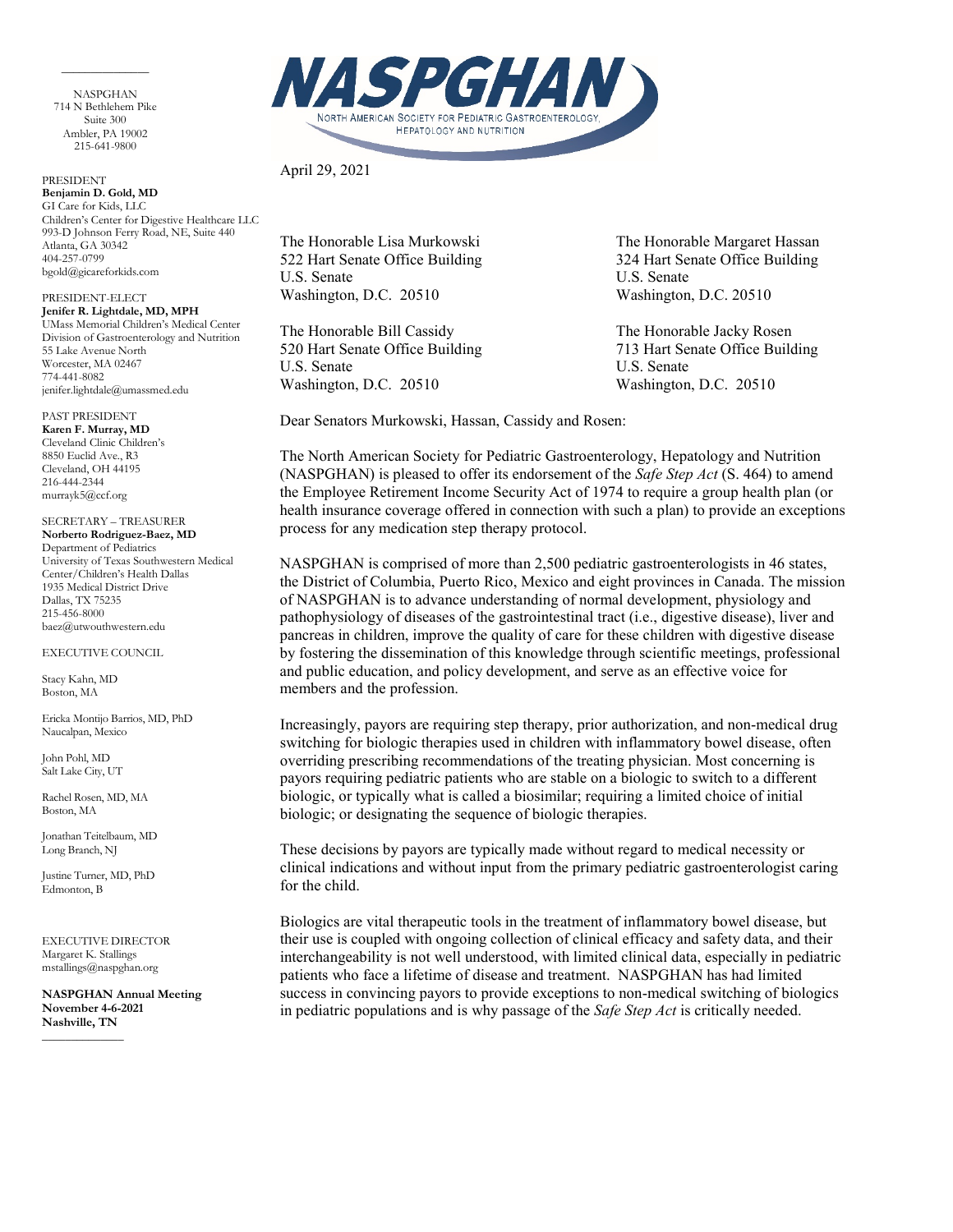**NASPGHAN**
NORTH AMERICAN SOCIETY FOR PEDIATRIC GASTROENTEROLOGY, HEPATOLOGY AND NUTRITION

NASPGHAN
714 N Bethlehem Pike
Suite 300
Ambler, PA 19002
215-641-9800

PRESIDENT
**Benjamin D. Gold, MD**
GI Care for Kids, LLC
Children's Center for Digestive Healthcare LLC
993-D Johnson Ferry Road, NE, Suite 440
Atlanta, GA 30342
404-257-0799
bgold@gicareforkids.com

PRESIDENT-ELECT
**Jenifer R. Lightdale, MD, MPH**
UMass Memorial Children's Medical Center
Division of Gastroenterology and Nutrition
55 Lake Avenue North
Worcester, MA 02467
774-441-8082
jenifer.lightdale@umassmed.edu

PAST PRESIDENT
**Karen F. Murray, MD**
Cleveland Clinic Children's
8850 Euclid Ave., R3
Cleveland, OH 44195
216-444-2344
murrayk5@ccf.org

SECRETARY – TREASURER
**Norberto Rodriguez-Baez, MD**
Department of Pediatrics
University of Texas Southwestern Medical Center/Children's Health Dallas
1935 Medical District Drive
Dallas, TX 75235
215-456-8000
baez@utwouthwestern.edu

EXECUTIVE COUNCIL

Stacy Kahn, MD
Boston, MA

Ericka Montijo Barrios, MD, PhD
Naucalpan, Mexico

John Pohl, MD
Salt Lake City, UT

Rachel Rosen, MD, MA
Boston, MA

Jonathan Teitelbaum, MD
Long Branch, NJ

Justine Turner, MD, PhD
Edmonton, B

EXECUTIVE DIRECTOR
Margaret K. Stallings
mstallings@naspghan.org

**NASPGHAN Annual Meeting**
**November 4-6-2021**
**Nashville, TN**

April 29, 2021

The Honorable Lisa Murkowski
522 Hart Senate Office Building
U.S. Senate
Washington, D.C. 20510

The Honorable Margaret Hassan
324 Hart Senate Office Building
U.S. Senate
Washington, D.C. 20510

The Honorable Bill Cassidy
520 Hart Senate Office Building
U.S. Senate
Washington, D.C. 20510

The Honorable Jacky Rosen
713 Hart Senate Office Building
U.S. Senate
Washington, D.C. 20510

Dear Senators Murkowski, Hassan, Cassidy and Rosen:

The North American Society for Pediatric Gastroenterology, Hepatology and Nutrition (NASPGHAN) is pleased to offer its endorsement of the *Safe Step Act* (S. 464) to amend the Employee Retirement Income Security Act of 1974 to require a group health plan (or health insurance coverage offered in connection with such a plan) to provide an exceptions process for any medication step therapy protocol.

NASPGHAN is comprised of more than 2,500 pediatric gastroenterologists in 46 states, the District of Columbia, Puerto Rico, Mexico and eight provinces in Canada. The mission of NASPGHAN is to advance understanding of normal development, physiology and pathophysiology of diseases of the gastrointestinal tract (i.e., digestive disease), liver and pancreas in children, improve the quality of care for these children with digestive disease by fostering the dissemination of this knowledge through scientific meetings, professional and public education, and policy development, and serve as an effective voice for members and the profession.

Increasingly, payors are requiring step therapy, prior authorization, and non-medical drug switching for biologic therapies used in children with inflammatory bowel disease, often overriding prescribing recommendations of the treating physician. Most concerning is payors requiring pediatric patients who are stable on a biologic to switch to a different biologic, or typically what is called a biosimilar; requiring a limited choice of initial biologic; or designating the sequence of biologic therapies.

These decisions by payors are typically made without regard to medical necessity or clinical indications and without input from the primary pediatric gastroenterologist caring for the child.

Biologics are vital therapeutic tools in the treatment of inflammatory bowel disease, but their use is coupled with ongoing collection of clinical efficacy and safety data, and their interchangeability is not well understood, with limited clinical data, especially in pediatric patients who face a lifetime of disease and treatment. NASPGHAN has had limited success in convincing payors to provide exceptions to non-medical switching of biologics in pediatric populations and is why passage of the *Safe Step Act* is critically needed.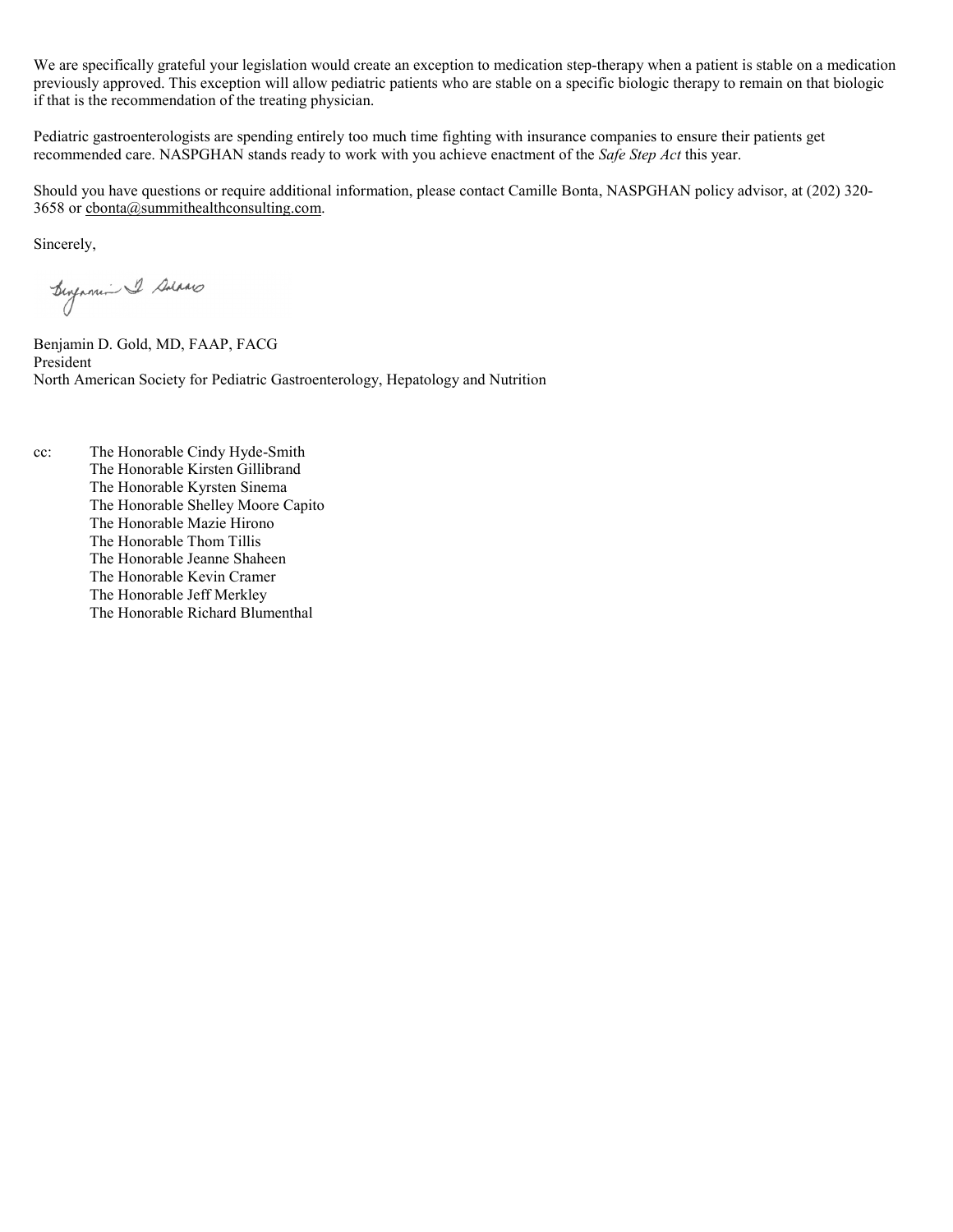We are specifically grateful your legislation would create an exception to medication step-therapy when a patient is stable on a medication previously approved. This exception will allow pediatric patients who are stable on a specific biologic therapy to remain on that biologic if that is the recommendation of the treating physician.

Pediatric gastroenterologists are spending entirely too much time fighting with insurance companies to ensure their patients get recommended care. NASPGHAN stands ready to work with you achieve enactment of the *Safe Step Act* this year.

Should you have questions or require additional information, please contact Camille Bonta, NASPGHAN policy advisor, at (202) 320-3658 or cbonta@summithealthconsulting.com.

Sincerely,

Benjamin D. Gold, MD, FAAP, FACG
President
North American Society for Pediatric Gastroenterology, Hepatology and Nutrition

cc: The Honorable Cindy Hyde-Smith
The Honorable Kirsten Gillibrand
The Honorable Kyrsten Sinema
The Honorable Shelley Moore Capito
The Honorable Mazie Hirono
The Honorable Thom Tillis
The Honorable Jeanne Shaheen
The Honorable Kevin Cramer
The Honorable Jeff Merkley
The Honorable Richard Blumenthal